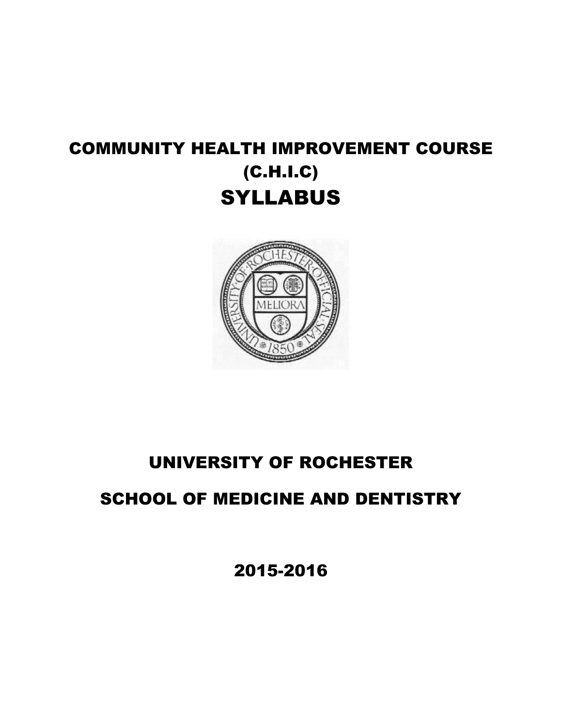# COMMUNITY HEALTH IMPROVEMENT COURSE (C.H.I.C)

# SYLLABUS

## UNIVERSITY OF ROCHESTER

## SCHOOL OF MEDICINE AND DENTISTRY

## 2015-2016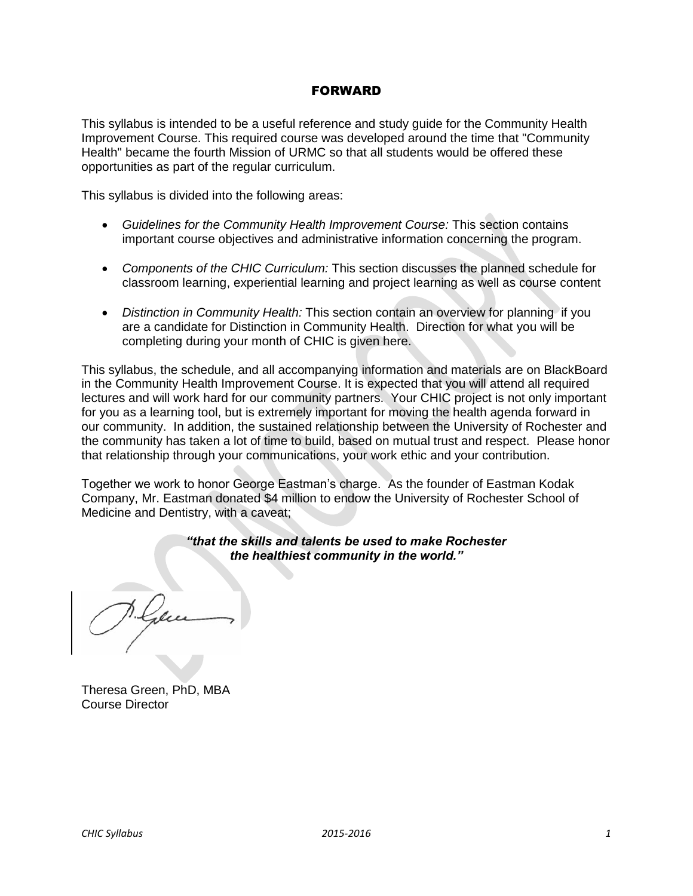# FORWARD

This syllabus is intended to be a useful reference and study guide for the Community Health Improvement Course. This required course was developed around the time that "Community Health" became the fourth Mission of URMC so that all students would be offered these opportunities as part of the regular curriculum.

This syllabus is divided into the following areas:

- *Guidelines for the Community Health Improvement Course:* This section contains important course objectives and administrative information concerning the program.
- *Components of the CHIC Curriculum:* This section discusses the planned schedule for classroom learning, experiential learning and project learning as well as course content
- *Distinction in Community Health:* This section contain an overview for planning if you are a candidate for Distinction in Community Health. Direction for what you will be completing during your month of CHIC is given here.

This syllabus, the schedule, and all accompanying information and materials are on BlackBoard in the Community Health Improvement Course. It is expected that you will attend all required lectures and will work hard for our community partners. Your CHIC project is not only important for you as a learning tool, but is extremely important for moving the health agenda forward in our community. In addition, the sustained relationship between the University of Rochester and the community has taken a lot of time to build, based on mutual trust and respect. Please honor that relationship through your communications, your work ethic and your contribution.

Together we work to honor George Eastman's charge. As the founder of Eastman Kodak Company, Mr. Eastman donated $4 million to endow the University of Rochester School of Medicine and Dentistry, with a caveat;

***"that the skills and talents be used to make Rochester the healthiest community in the world."***

Theresa Green, PhD, MBA
Course Director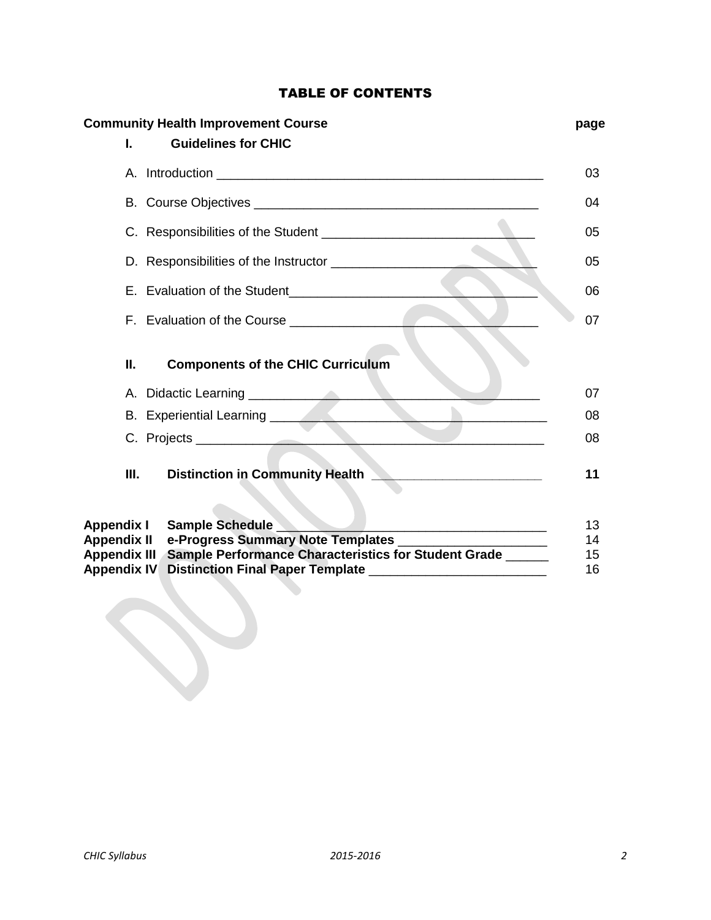# TABLE OF CONTENTS

| **Community Health Improvement Course** | **page** |
|---|---|
| **I. Guidelines for CHIC** | |
| A. Introduction | 03 |
| B. Course Objectives | 04 |
| C. Responsibilities of the Student | 05 |
| D. Responsibilities of the Instructor | 05 |
| E. Evaluation of the Student | 06 |
| F. Evaluation of the Course | 07 |
| **II. Components of the CHIC Curriculum** | |
| A. Didactic Learning | 07 |
| B. Experiential Learning | 08 |
| C. Projects | 08 |
| **III. Distinction in Community Health** | **11** |
| **Appendix I Sample Schedule** | 13 |
| **Appendix II e-Progress Summary Note Templates** | 14 |
| **Appendix III Sample Performance Characteristics for Student Grade** | 15 |
| **Appendix IV Distinction Final Paper Template** | 16 |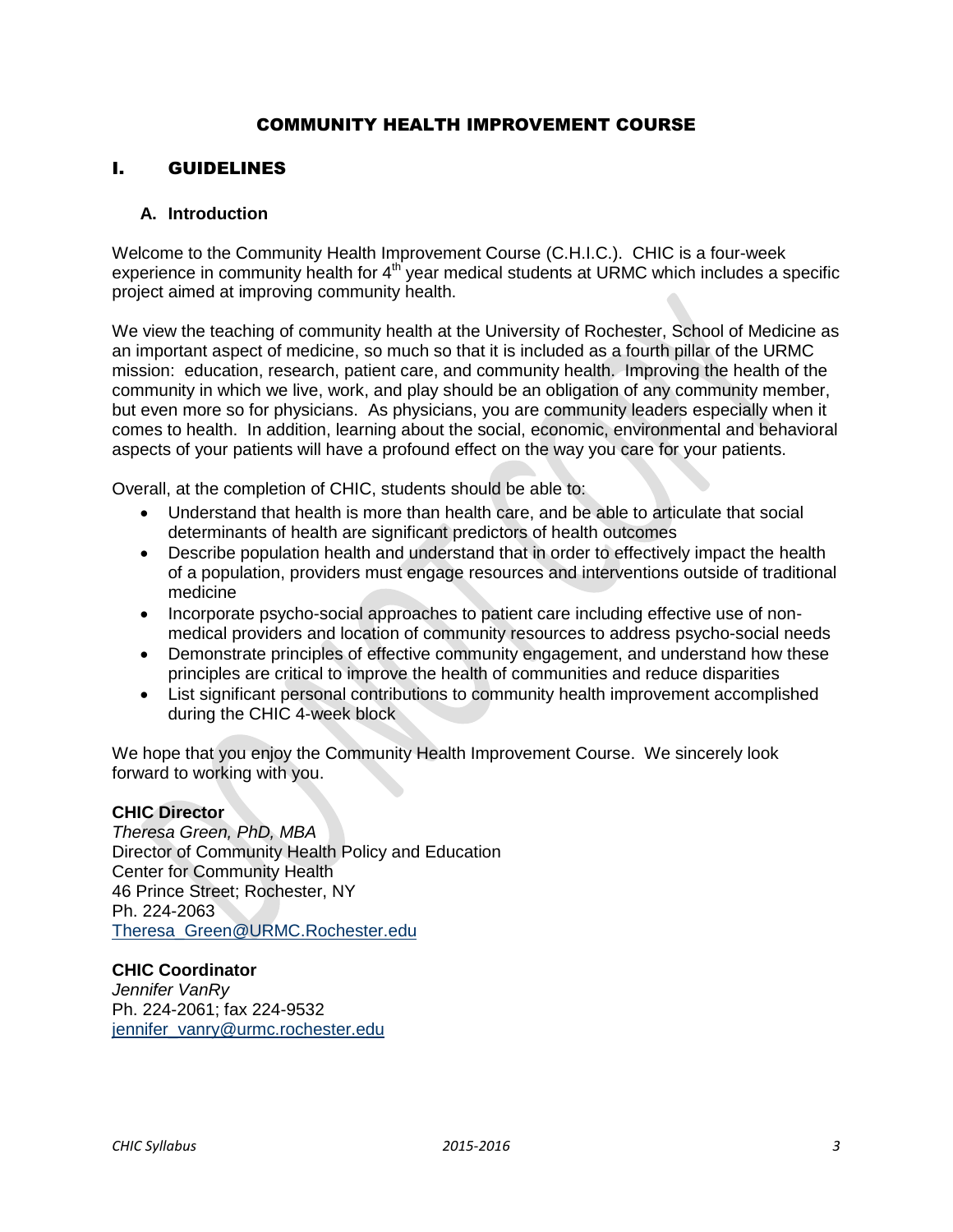# COMMUNITY HEALTH IMPROVEMENT COURSE

## I. GUIDELINES

### A. Introduction

Welcome to the Community Health Improvement Course (C.H.I.C.). CHIC is a four-week experience in community health for 4th year medical students at URMC which includes a specific project aimed at improving community health.

We view the teaching of community health at the University of Rochester, School of Medicine as an important aspect of medicine, so much so that it is included as a fourth pillar of the URMC mission: education, research, patient care, and community health. Improving the health of the community in which we live, work, and play should be an obligation of any community member, but even more so for physicians. As physicians, you are community leaders especially when it comes to health. In addition, learning about the social, economic, environmental and behavioral aspects of your patients will have a profound effect on the way you care for your patients.

Overall, at the completion of CHIC, students should be able to:

- Understand that health is more than health care, and be able to articulate that social determinants of health are significant predictors of health outcomes
- Describe population health and understand that in order to effectively impact the health of a population, providers must engage resources and interventions outside of traditional medicine
- Incorporate psycho-social approaches to patient care including effective use of non-medical providers and location of community resources to address psycho-social needs
- Demonstrate principles of effective community engagement, and understand how these principles are critical to improve the health of communities and reduce disparities
- List significant personal contributions to community health improvement accomplished during the CHIC 4-week block

We hope that you enjoy the Community Health Improvement Course. We sincerely look forward to working with you.

**CHIC Director**
*Theresa Green, PhD, MBA*
Director of Community Health Policy and Education
Center for Community Health
46 Prince Street; Rochester, NY
Ph. 224-2063
Theresa_Green@URMC.Rochester.edu

**CHIC Coordinator**
*Jennifer VanRy*
Ph. 224-2061; fax 224-9532
jennifer_vanry@urmc.rochester.edu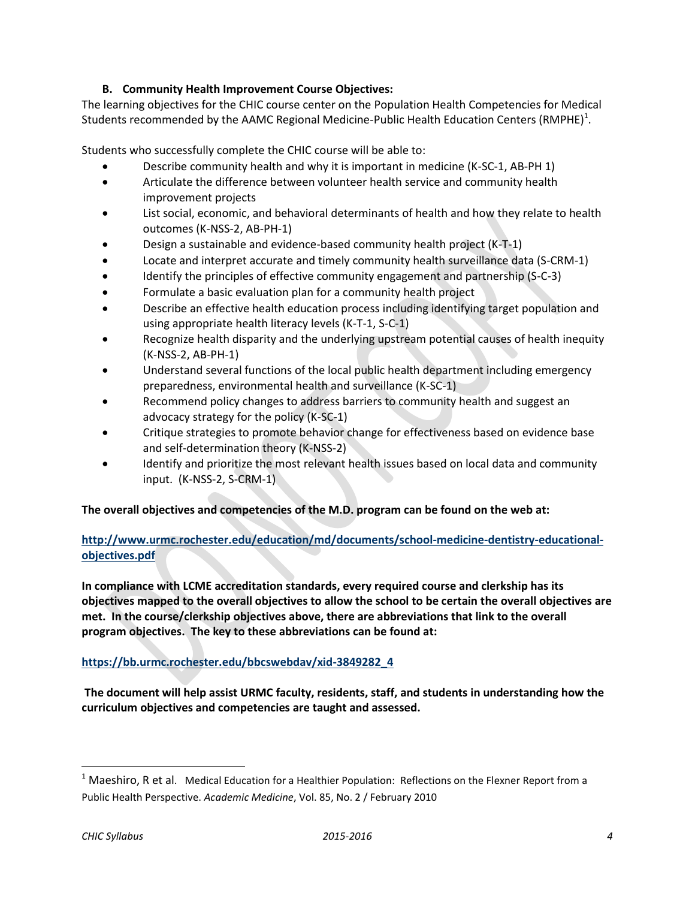### B. Community Health Improvement Course Objectives:

The learning objectives for the CHIC course center on the Population Health Competencies for Medical Students recommended by the AAMC Regional Medicine-Public Health Education Centers (RMPHE)[1].

Students who successfully complete the CHIC course will be able to:

- Describe community health and why it is important in medicine (K-SC-1, AB-PH 1)
- Articulate the difference between volunteer health service and community health improvement projects
- List social, economic, and behavioral determinants of health and how they relate to health outcomes (K-NSS-2, AB-PH-1)
- Design a sustainable and evidence-based community health project (K-T-1)
- Locate and interpret accurate and timely community health surveillance data (S-CRM-1)
- Identify the principles of effective community engagement and partnership (S-C-3)
- Formulate a basic evaluation plan for a community health project
- Describe an effective health education process including identifying target population and using appropriate health literacy levels (K-T-1, S-C-1)
- Recognize health disparity and the underlying upstream potential causes of health inequity (K-NSS-2, AB-PH-1)
- Understand several functions of the local public health department including emergency preparedness, environmental health and surveillance (K-SC-1)
- Recommend policy changes to address barriers to community health and suggest an advocacy strategy for the policy (K-SC-1)
- Critique strategies to promote behavior change for effectiveness based on evidence base and self-determination theory (K-NSS-2)
- Identify and prioritize the most relevant health issues based on local data and community input. (K-NSS-2, S-CRM-1)

**The overall objectives and competencies of the M.D. program can be found on the web at:**

**http://www.urmc.rochester.edu/education/md/documents/school-medicine-dentistry-educational-objectives.pdf**

**In compliance with LCME accreditation standards, every required course and clerkship has its objectives mapped to the overall objectives to allow the school to be certain the overall objectives are met. In the course/clerkship objectives above, there are abbreviations that link to the overall program objectives. The key to these abbreviations can be found at:**

**https://bb.urmc.rochester.edu/bbcswebdav/xid-3849282_4**

**The document will help assist URMC faculty, residents, staff, and students in understanding how the curriculum objectives and competencies are taught and assessed.**

---

[1] Maeshiro, R et al. Medical Education for a Healthier Population: Reflections on the Flexner Report from a Public Health Perspective. *Academic Medicine*, Vol. 85, No. 2 / February 2010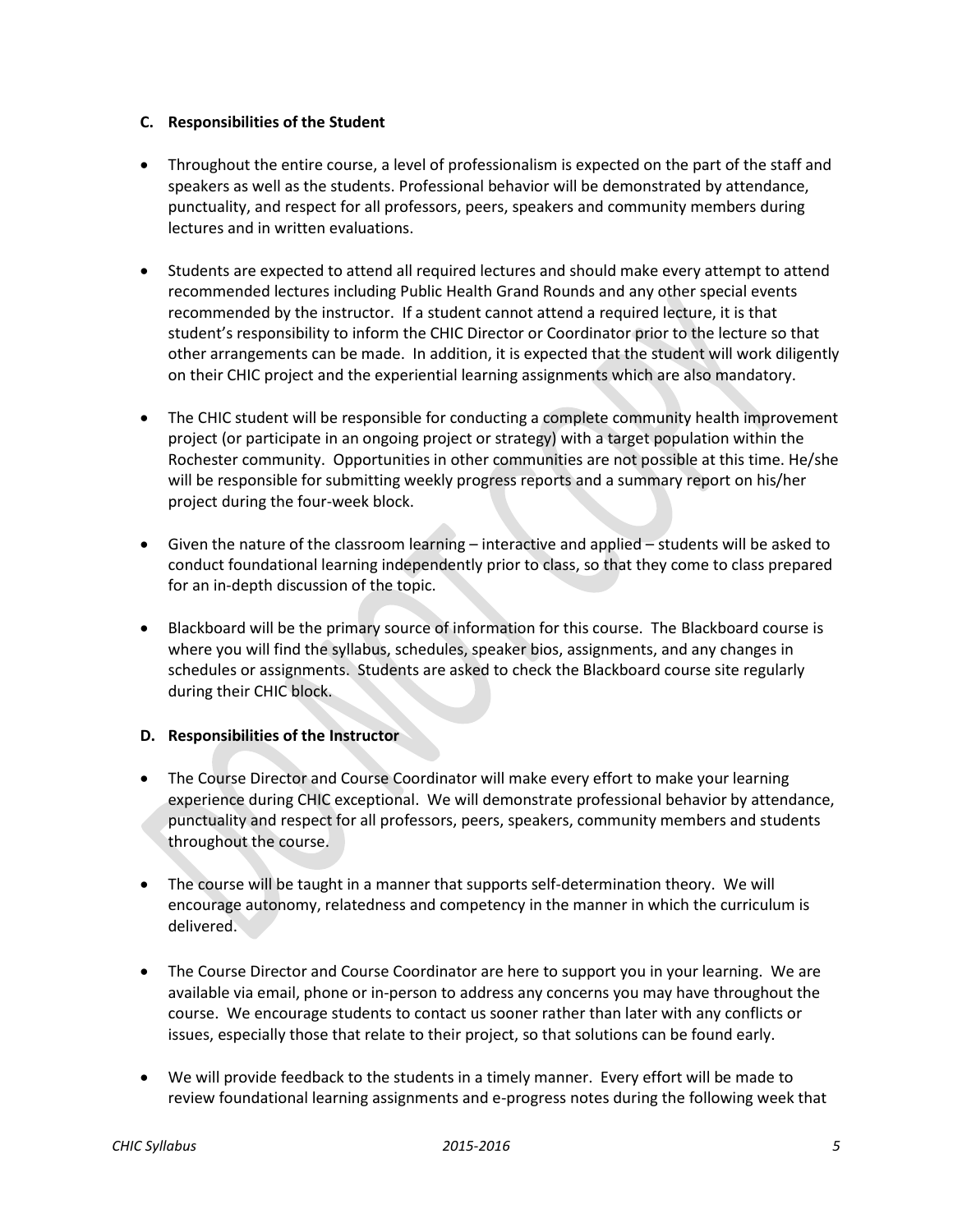### C. Responsibilities of the Student

- Throughout the entire course, a level of professionalism is expected on the part of the staff and speakers as well as the students. Professional behavior will be demonstrated by attendance, punctuality, and respect for all professors, peers, speakers and community members during lectures and in written evaluations.

- Students are expected to attend all required lectures and should make every attempt to attend recommended lectures including Public Health Grand Rounds and any other special events recommended by the instructor. If a student cannot attend a required lecture, it is that student's responsibility to inform the CHIC Director or Coordinator prior to the lecture so that other arrangements can be made. In addition, it is expected that the student will work diligently on their CHIC project and the experiential learning assignments which are also mandatory.

- The CHIC student will be responsible for conducting a complete community health improvement project (or participate in an ongoing project or strategy) with a target population within the Rochester community. Opportunities in other communities are not possible at this time. He/she will be responsible for submitting weekly progress reports and a summary report on his/her project during the four-week block.

- Given the nature of the classroom learning – interactive and applied – students will be asked to conduct foundational learning independently prior to class, so that they come to class prepared for an in-depth discussion of the topic.

- Blackboard will be the primary source of information for this course. The Blackboard course is where you will find the syllabus, schedules, speaker bios, assignments, and any changes in schedules or assignments. Students are asked to check the Blackboard course site regularly during their CHIC block.

### D. Responsibilities of the Instructor

- The Course Director and Course Coordinator will make every effort to make your learning experience during CHIC exceptional. We will demonstrate professional behavior by attendance, punctuality and respect for all professors, peers, speakers, community members and students throughout the course.

- The course will be taught in a manner that supports self-determination theory. We will encourage autonomy, relatedness and competency in the manner in which the curriculum is delivered.

- The Course Director and Course Coordinator are here to support you in your learning. We are available via email, phone or in-person to address any concerns you may have throughout the course. We encourage students to contact us sooner rather than later with any conflicts or issues, especially those that relate to their project, so that solutions can be found early.

- We will provide feedback to the students in a timely manner. Every effort will be made to review foundational learning assignments and e-progress notes during the following week that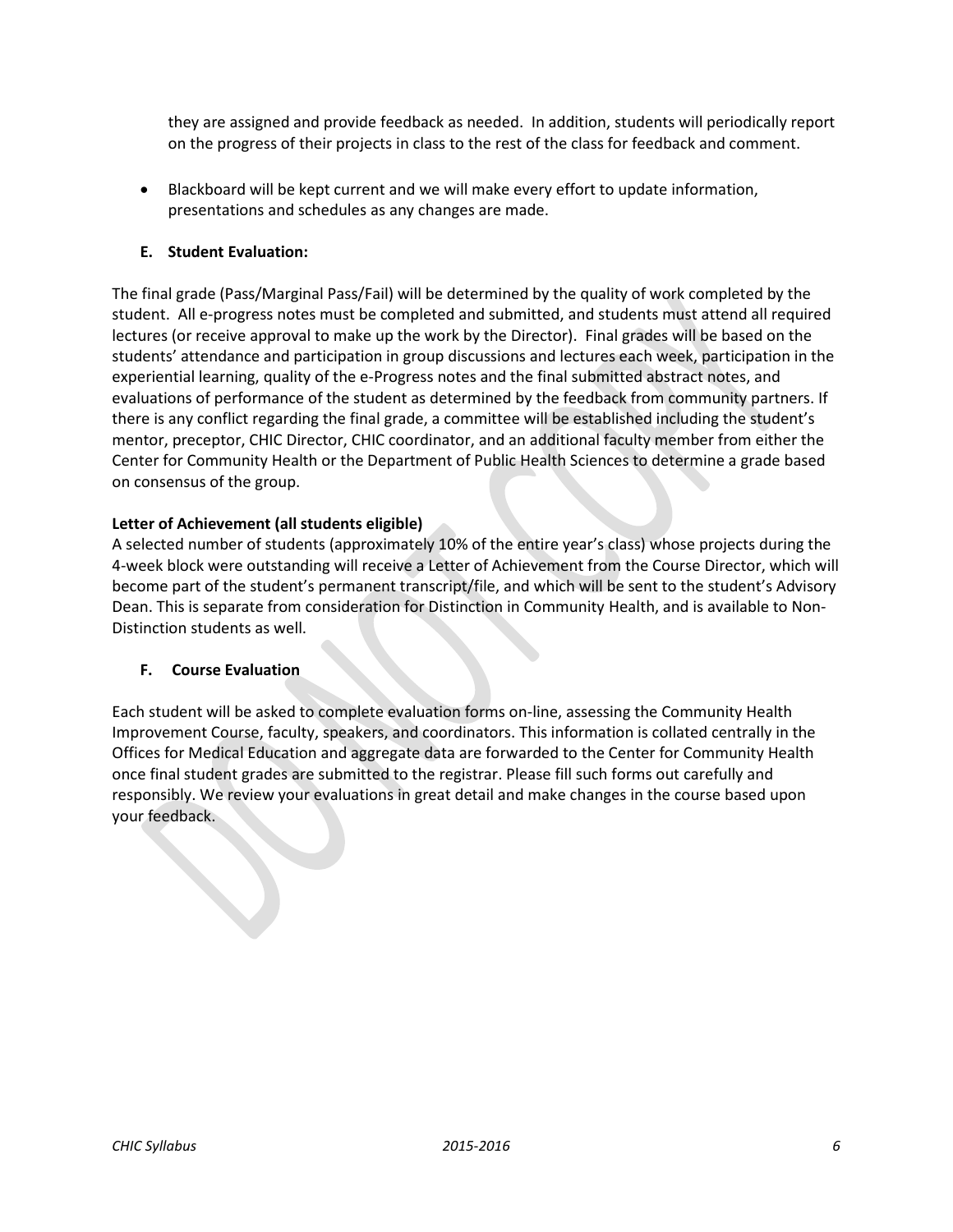they are assigned and provide feedback as needed. In addition, students will periodically report on the progress of their projects in class to the rest of the class for feedback and comment.

- Blackboard will be kept current and we will make every effort to update information, presentations and schedules as any changes are made.

### E. Student Evaluation:

The final grade (Pass/Marginal Pass/Fail) will be determined by the quality of work completed by the student. All e-progress notes must be completed and submitted, and students must attend all required lectures (or receive approval to make up the work by the Director). Final grades will be based on the students' attendance and participation in group discussions and lectures each week, participation in the experiential learning, quality of the e-Progress notes and the final submitted abstract notes, and evaluations of performance of the student as determined by the feedback from community partners. If there is any conflict regarding the final grade, a committee will be established including the student's mentor, preceptor, CHIC Director, CHIC coordinator, and an additional faculty member from either the Center for Community Health or the Department of Public Health Sciences to determine a grade based on consensus of the group.

**Letter of Achievement (all students eligible)**
A selected number of students (approximately 10% of the entire year's class) whose projects during the 4-week block were outstanding will receive a Letter of Achievement from the Course Director, which will become part of the student's permanent transcript/file, and which will be sent to the student's Advisory Dean. This is separate from consideration for Distinction in Community Health, and is available to Non-Distinction students as well.

### F. Course Evaluation

Each student will be asked to complete evaluation forms on-line, assessing the Community Health Improvement Course, faculty, speakers, and coordinators. This information is collated centrally in the Offices for Medical Education and aggregate data are forwarded to the Center for Community Health once final student grades are submitted to the registrar. Please fill such forms out carefully and responsibly. We review your evaluations in great detail and make changes in the course based upon your feedback.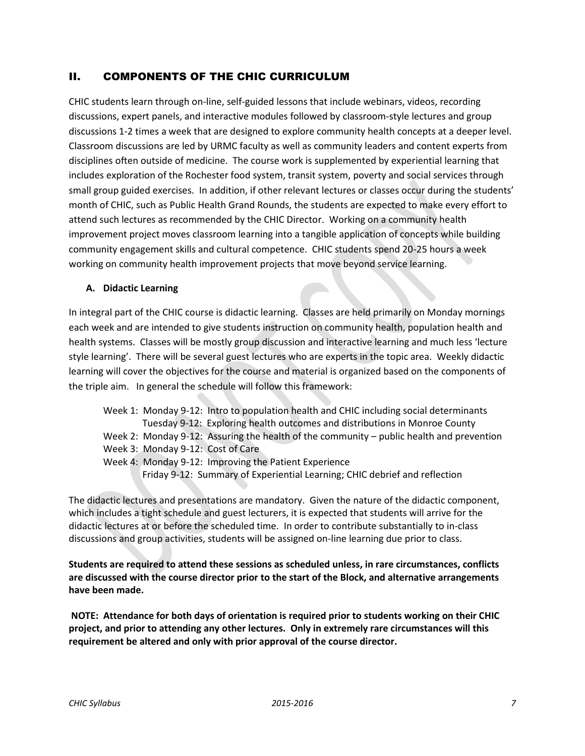## II. COMPONENTS OF THE CHIC CURRICULUM

CHIC students learn through on-line, self-guided lessons that include webinars, videos, recording discussions, expert panels, and interactive modules followed by classroom-style lectures and group discussions 1-2 times a week that are designed to explore community health concepts at a deeper level. Classroom discussions are led by URMC faculty as well as community leaders and content experts from disciplines often outside of medicine. The course work is supplemented by experiential learning that includes exploration of the Rochester food system, transit system, poverty and social services through small group guided exercises. In addition, if other relevant lectures or classes occur during the students' month of CHIC, such as Public Health Grand Rounds, the students are expected to make every effort to attend such lectures as recommended by the CHIC Director. Working on a community health improvement project moves classroom learning into a tangible application of concepts while building community engagement skills and cultural competence. CHIC students spend 20-25 hours a week working on community health improvement projects that move beyond service learning.

### A. Didactic Learning

In integral part of the CHIC course is didactic learning. Classes are held primarily on Monday mornings each week and are intended to give students instruction on community health, population health and health systems. Classes will be mostly group discussion and interactive learning and much less 'lecture style learning'. There will be several guest lectures who are experts in the topic area. Weekly didactic learning will cover the objectives for the course and material is organized based on the components of the triple aim. In general the schedule will follow this framework:

Week 1: Monday 9-12: Intro to population health and CHIC including social determinants
Tuesday 9-12: Exploring health outcomes and distributions in Monroe County
Week 2: Monday 9-12: Assuring the health of the community – public health and prevention
Week 3: Monday 9-12: Cost of Care
Week 4: Monday 9-12: Improving the Patient Experience
Friday 9-12: Summary of Experiential Learning; CHIC debrief and reflection

The didactic lectures and presentations are mandatory. Given the nature of the didactic component, which includes a tight schedule and guest lecturers, it is expected that students will arrive for the didactic lectures at or before the scheduled time. In order to contribute substantially to in-class discussions and group activities, students will be assigned on-line learning due prior to class.

**Students are required to attend these sessions as scheduled unless, in rare circumstances, conflicts are discussed with the course director prior to the start of the Block, and alternative arrangements have been made.**

**NOTE: Attendance for both days of orientation is required prior to students working on their CHIC project, and prior to attending any other lectures. Only in extremely rare circumstances will this requirement be altered and only with prior approval of the course director.**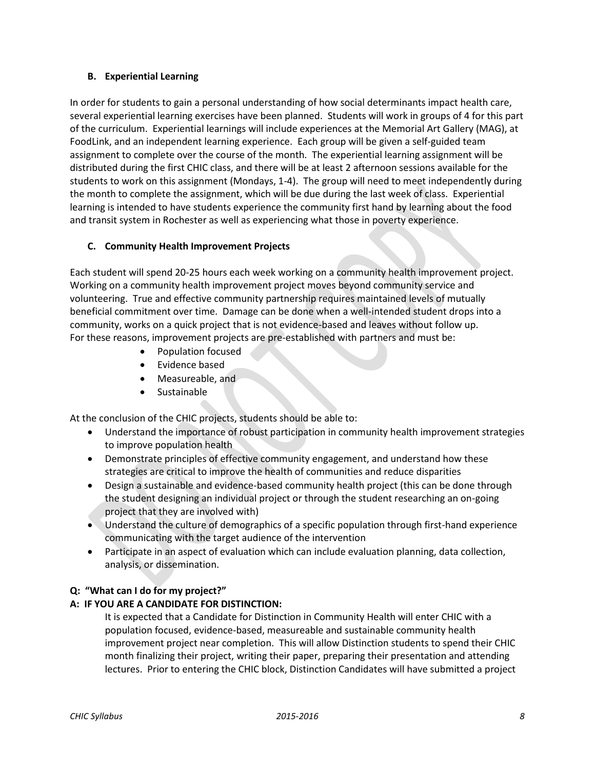### B. Experiential Learning

In order for students to gain a personal understanding of how social determinants impact health care, several experiential learning exercises have been planned. Students will work in groups of 4 for this part of the curriculum. Experiential learnings will include experiences at the Memorial Art Gallery (MAG), at FoodLink, and an independent learning experience. Each group will be given a self-guided team assignment to complete over the course of the month. The experiential learning assignment will be distributed during the first CHIC class, and there will be at least 2 afternoon sessions available for the students to work on this assignment (Mondays, 1-4). The group will need to meet independently during the month to complete the assignment, which will be due during the last week of class. Experiential learning is intended to have students experience the community first hand by learning about the food and transit system in Rochester as well as experiencing what those in poverty experience.

### C. Community Health Improvement Projects

Each student will spend 20-25 hours each week working on a community health improvement project. Working on a community health improvement project moves beyond community service and volunteering. True and effective community partnership requires maintained levels of mutually beneficial commitment over time. Damage can be done when a well-intended student drops into a community, works on a quick project that is not evidence-based and leaves without follow up. For these reasons, improvement projects are pre-established with partners and must be:

- Population focused
- Evidence based
- Measureable, and
- Sustainable

At the conclusion of the CHIC projects, students should be able to:

- Understand the importance of robust participation in community health improvement strategies to improve population health
- Demonstrate principles of effective community engagement, and understand how these strategies are critical to improve the health of communities and reduce disparities
- Design a sustainable and evidence-based community health project (this can be done through the student designing an individual project or through the student researching an on-going project that they are involved with)
- Understand the culture of demographics of a specific population through first-hand experience communicating with the target audience of the intervention
- Participate in an aspect of evaluation which can include evaluation planning, data collection, analysis, or dissemination.

**Q: "What can I do for my project?"**

**A: IF YOU ARE A CANDIDATE FOR DISTINCTION:**

It is expected that a Candidate for Distinction in Community Health will enter CHIC with a population focused, evidence-based, measureable and sustainable community health improvement project near completion. This will allow Distinction students to spend their CHIC month finalizing their project, writing their paper, preparing their presentation and attending lectures. Prior to entering the CHIC block, Distinction Candidates will have submitted a project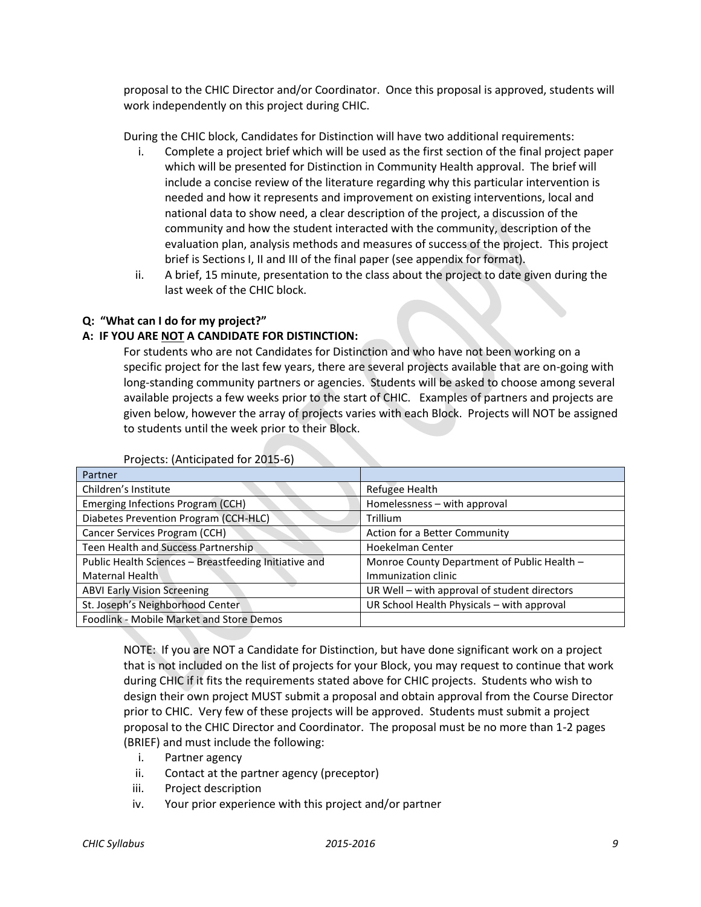proposal to the CHIC Director and/or Coordinator. Once this proposal is approved, students will work independently on this project during CHIC.

During the CHIC block, Candidates for Distinction will have two additional requirements:

i. Complete a project brief which will be used as the first section of the final project paper which will be presented for Distinction in Community Health approval. The brief will include a concise review of the literature regarding why this particular intervention is needed and how it represents and improvement on existing interventions, local and national data to show need, a clear description of the project, a discussion of the community and how the student interacted with the community, description of the evaluation plan, analysis methods and measures of success of the project. This project brief is Sections I, II and III of the final paper (see appendix for format).

ii. A brief, 15 minute, presentation to the class about the project to date given during the last week of the CHIC block.

**Q: "What can I do for my project?"**

**A: IF YOU ARE <u>NOT</u> A CANDIDATE FOR DISTINCTION:**

For students who are not Candidates for Distinction and who have not been working on a specific project for the last few years, there are several projects available that are on-going with long-standing community partners or agencies. Students will be asked to choose among several available projects a few weeks prior to the start of CHIC. Examples of partners and projects are given below, however the array of projects varies with each Block. Projects will NOT be assigned to students until the week prior to their Block.

Projects: (Anticipated for 2015-6)

| Partner | |
|---|---|
| Children's Institute | Refugee Health |
| Emerging Infections Program (CCH) | Homelessness – with approval |
| Diabetes Prevention Program (CCH-HLC) | Trillium |
| Cancer Services Program (CCH) | Action for a Better Community |
| Teen Health and Success Partnership | Hoekelman Center |
| Public Health Sciences – Breastfeeding Initiative and Maternal Health | Monroe County Department of Public Health – Immunization clinic |
| ABVI Early Vision Screening | UR Well – with approval of student directors |
| St. Joseph's Neighborhood Center | UR School Health Physicals – with approval |
| Foodlink - Mobile Market and Store Demos | |

NOTE: If you are NOT a Candidate for Distinction, but have done significant work on a project that is not included on the list of projects for your Block, you may request to continue that work during CHIC if it fits the requirements stated above for CHIC projects. Students who wish to design their own project MUST submit a proposal and obtain approval from the Course Director prior to CHIC. Very few of these projects will be approved. Students must submit a project proposal to the CHIC Director and Coordinator. The proposal must be no more than 1-2 pages (BRIEF) and must include the following:

i. Partner agency
ii. Contact at the partner agency (preceptor)
iii. Project description
iv. Your prior experience with this project and/or partner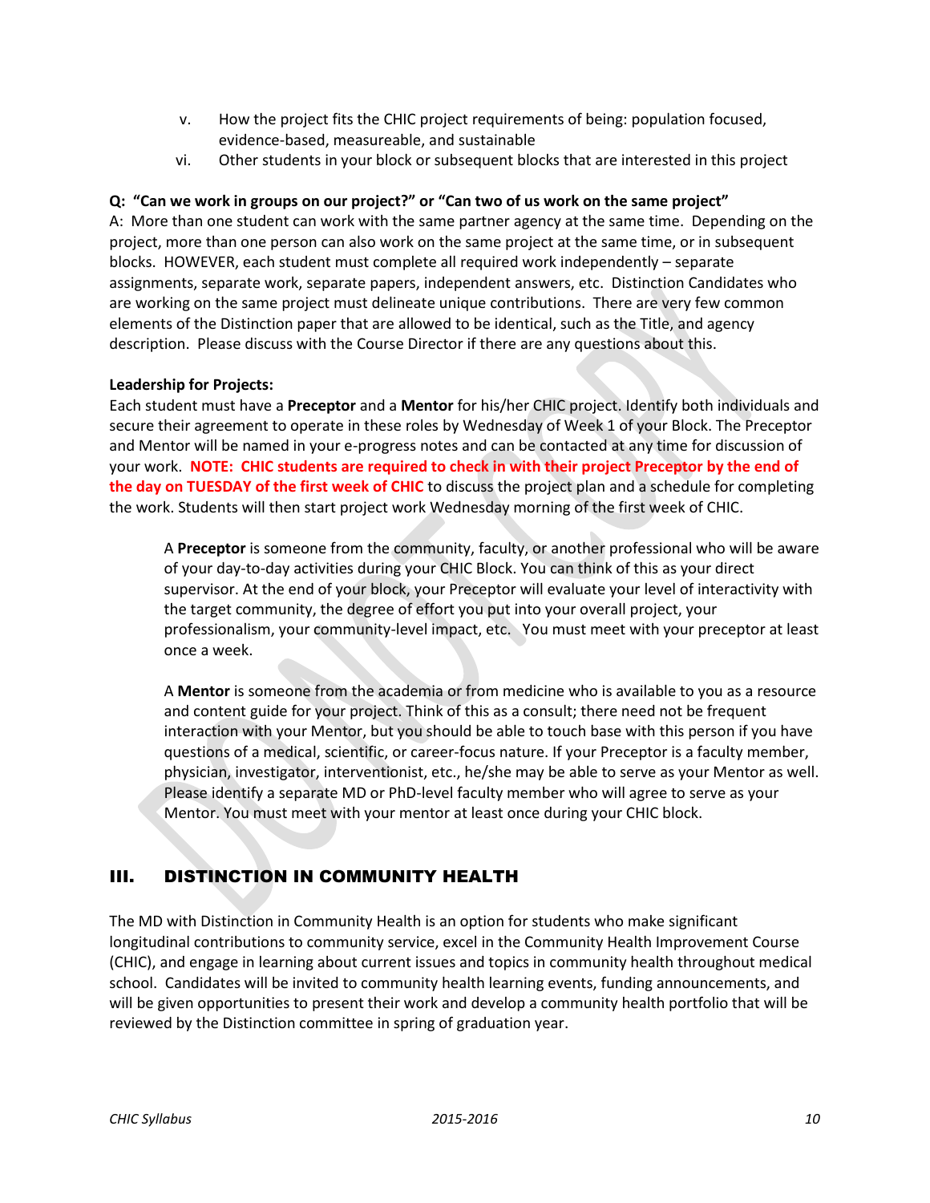v. How the project fits the CHIC project requirements of being: population focused, evidence-based, measureable, and sustainable

vi. Other students in your block or subsequent blocks that are interested in this project

**Q: "Can we work in groups on our project?" or "Can two of us work on the same project"**

A: More than one student can work with the same partner agency at the same time. Depending on the project, more than one person can also work on the same project at the same time, or in subsequent blocks. HOWEVER, each student must complete all required work independently – separate assignments, separate work, separate papers, independent answers, etc. Distinction Candidates who are working on the same project must delineate unique contributions. There are very few common elements of the Distinction paper that are allowed to be identical, such as the Title, and agency description. Please discuss with the Course Director if there are any questions about this.

**Leadership for Projects:**

Each student must have a **Preceptor** and a **Mentor** for his/her CHIC project. Identify both individuals and secure their agreement to operate in these roles by Wednesday of Week 1 of your Block. The Preceptor and Mentor will be named in your e-progress notes and can be contacted at any time for discussion of your work. **NOTE: CHIC students are required to check in with their project Preceptor by the end of the day on TUESDAY of the first week of CHIC** to discuss the project plan and a schedule for completing the work. Students will then start project work Wednesday morning of the first week of CHIC.

> A **Preceptor** is someone from the community, faculty, or another professional who will be aware of your day-to-day activities during your CHIC Block. You can think of this as your direct supervisor. At the end of your block, your Preceptor will evaluate your level of interactivity with the target community, the degree of effort you put into your overall project, your professionalism, your community-level impact, etc. You must meet with your preceptor at least once a week.
>
> A **Mentor** is someone from the academia or from medicine who is available to you as a resource and content guide for your project. Think of this as a consult; there need not be frequent interaction with your Mentor, but you should be able to touch base with this person if you have questions of a medical, scientific, or career-focus nature. If your Preceptor is a faculty member, physician, investigator, interventionist, etc., he/she may be able to serve as your Mentor as well. Please identify a separate MD or PhD-level faculty member who will agree to serve as your Mentor. You must meet with your mentor at least once during your CHIC block.

## III. DISTINCTION IN COMMUNITY HEALTH

The MD with Distinction in Community Health is an option for students who make significant longitudinal contributions to community service, excel in the Community Health Improvement Course (CHIC), and engage in learning about current issues and topics in community health throughout medical school. Candidates will be invited to community health learning events, funding announcements, and will be given opportunities to present their work and develop a community health portfolio that will be reviewed by the Distinction committee in spring of graduation year.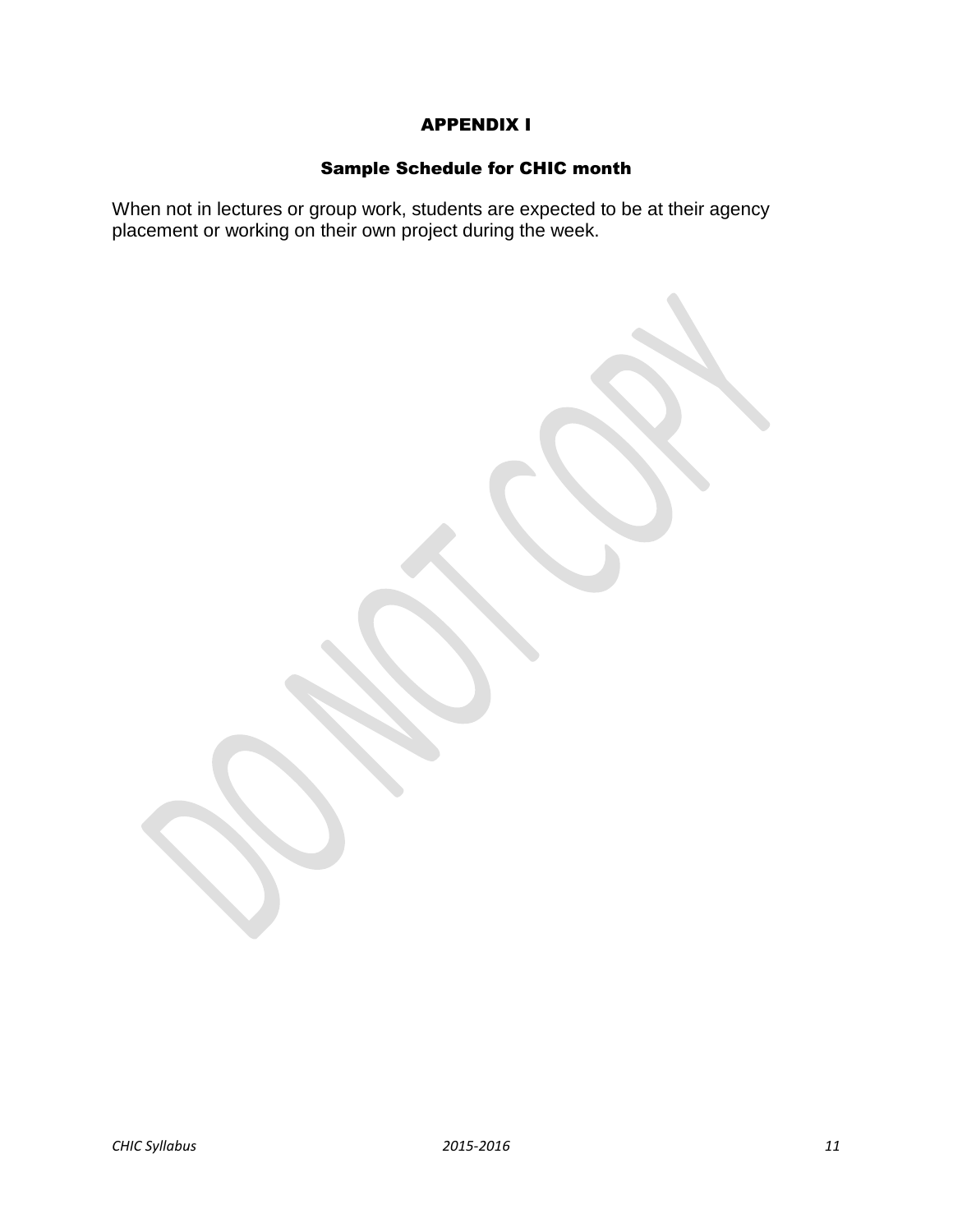# APPENDIX I

## Sample Schedule for CHIC month

When not in lectures or group work, students are expected to be at their agency placement or working on their own project during the week.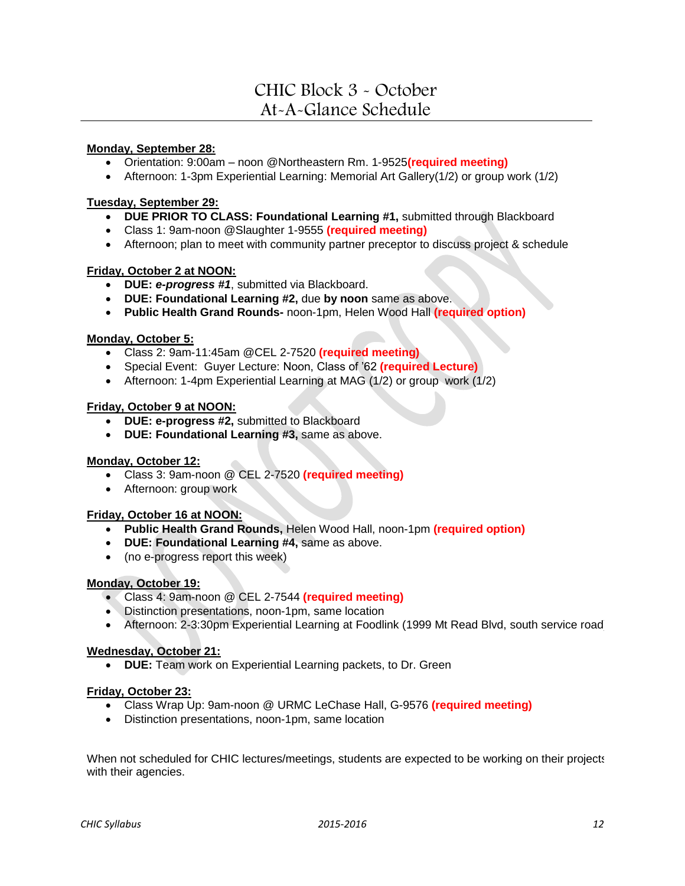# CHIC Block 3 ~ October At-A-Glance Schedule

**Monday, September 28:**

- Orientation: 9:00am – noon @Northeastern Rm. 1-9525 **(required meeting)**
- Afternoon: 1-3pm Experiential Learning: Memorial Art Gallery(1/2) or group work (1/2)

**Tuesday, September 29:**

- **DUE PRIOR TO CLASS: Foundational Learning #1,** submitted through Blackboard
- Class 1: 9am-noon @Slaughter 1-9555 **(required meeting)**
- Afternoon; plan to meet with community partner preceptor to discuss project & schedule

**Friday, October 2 at NOON:**

- **DUE: *e-progress #1***, submitted via Blackboard.
- **DUE: Foundational Learning #2,** due **by noon** same as above.
- **Public Health Grand Rounds-** noon-1pm, Helen Wood Hall **(required option)**

**Monday, October 5:**

- Class 2: 9am-11:45am @CEL 2-7520 **(required meeting)**
- Special Event: Guyer Lecture: Noon, Class of '62 **(required Lecture)**
- Afternoon: 1-4pm Experiential Learning at MAG (1/2) or group work (1/2)

**Friday, October 9 at NOON:**

- **DUE: e-progress #2,** submitted to Blackboard
- **DUE: Foundational Learning #3,** same as above.

**Monday, October 12:**

- Class 3: 9am-noon @ CEL 2-7520 **(required meeting)**
- Afternoon: group work

**Friday, October 16 at NOON:**

- **Public Health Grand Rounds,** Helen Wood Hall, noon-1pm **(required option)**
- **DUE: Foundational Learning #4,** same as above.
- (no e-progress report this week)

**Monday, October 19:**

- Class 4: 9am-noon @ CEL 2-7544 **(required meeting)**
- Distinction presentations, noon-1pm, same location
- Afternoon: 2-3:30pm Experiential Learning at Foodlink (1999 Mt Read Blvd, south service road

**Wednesday, October 21:**

- **DUE:** Team work on Experiential Learning packets, to Dr. Green

**Friday, October 23:**

- Class Wrap Up: 9am-noon @ URMC LeChase Hall, G-9576 **(required meeting)**
- Distinction presentations, noon-1pm, same location

When not scheduled for CHIC lectures/meetings, students are expected to be working on their projects with their agencies.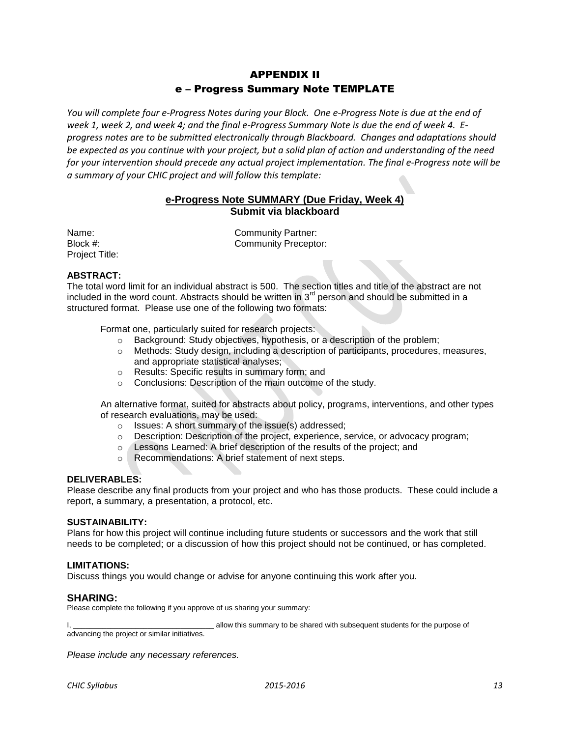# APPENDIX II

## e – Progress Summary Note TEMPLATE

*You will complete four e-Progress Notes during your Block. One e-Progress Note is due at the end of week 1, week 2, and week 4; and the final e-Progress Summary Note is due the end of week 4. E-progress notes are to be submitted electronically through Blackboard. Changes and adaptations should be expected as you continue with your project, but a solid plan of action and understanding of the need for your intervention should precede any actual project implementation. The final e-Progress note will be a summary of your CHIC project and will follow this template:*

### e-Progress Note SUMMARY (Due Friday, Week 4)

**Submit via blackboard**

Name:
Block #:
Project Title:

Community Partner:
Community Preceptor:

**ABSTRACT:**
The total word limit for an individual abstract is 500. The section titles and title of the abstract are not included in the word count. Abstracts should be written in 3rd person and should be submitted in a structured format. Please use one of the following two formats:

Format one, particularly suited for research projects:

- Background: Study objectives, hypothesis, or a description of the problem;
- Methods: Study design, including a description of participants, procedures, measures, and appropriate statistical analyses;
- Results: Specific results in summary form; and
- Conclusions: Description of the main outcome of the study.

An alternative format, suited for abstracts about policy, programs, interventions, and other types of research evaluations, may be used:

- Issues: A short summary of the issue(s) addressed;
- Description: Description of the project, experience, service, or advocacy program;
- Lessons Learned: A brief description of the results of the project; and
- Recommendations: A brief statement of next steps.

**DELIVERABLES:**
Please describe any final products from your project and who has those products. These could include a report, a summary, a presentation, a protocol, etc.

**SUSTAINABILITY:**
Plans for how this project will continue including future students or successors and the work that still needs to be completed; or a discussion of how this project should not be continued, or has completed.

**LIMITATIONS:**
Discuss things you would change or advise for anyone continuing this work after you.

**SHARING:**
Please complete the following if you approve of us sharing your summary:

I, ________________________________ allow this summary to be shared with subsequent students for the purpose of advancing the project or similar initiatives.

*Please include any necessary references.*